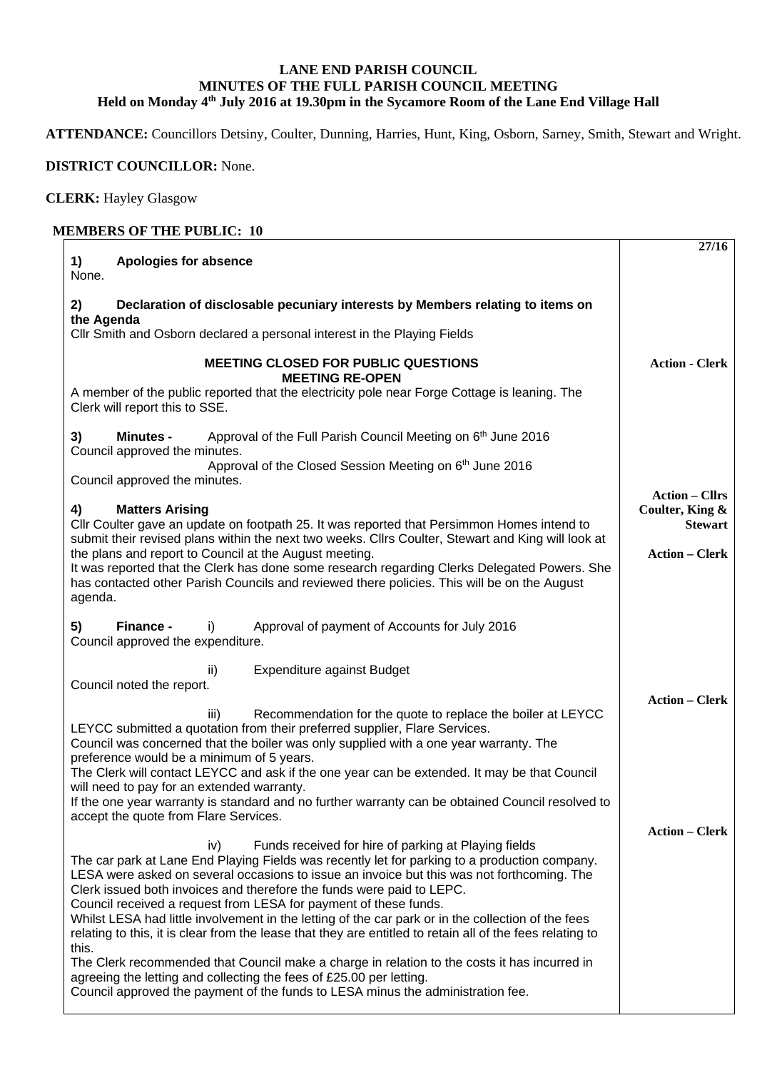**LANE END PARISH COUNCIL**
**MINUTES OF THE FULL PARISH COUNCIL MEETING**
**Held on Monday 4th July 2016 at 19.30pm in the Sycamore Room of the Lane End Village Hall**

**ATTENDANCE:** Councillors Detsiny, Coulter, Dunning, Harries, Hunt, King, Osborn, Sarney, Smith, Stewart and Wright.

**DISTRICT COUNCILLOR:** None.

**CLERK:** Hayley Glasgow

**MEMBERS OF THE PUBLIC: 10**

| | **27/16** |
|---|---|
| **1) Apologies for absence**<br>None. | |
| **2) Declaration of disclosable pecuniary interests by Members relating to items on the Agenda**<br>Cllr Smith and Osborn declared a personal interest in the Playing Fields | |
| **MEETING CLOSED FOR PUBLIC QUESTIONS**<br>**MEETING RE-OPEN**<br>A member of the public reported that the electricity pole near Forge Cottage is leaning. The Clerk will report this to SSE. | **Action - Clerk** |
| **3) Minutes -** Approval of the Full Parish Council Meeting on 6th June 2016<br>Council approved the minutes.<br>Approval of the Closed Session Meeting on 6th June 2016<br>Council approved the minutes. | |
| **4) Matters Arising**<br>Cllr Coulter gave an update on footpath 25. It was reported that Persimmon Homes intend to submit their revised plans within the next two weeks. Cllrs Coulter, Stewart and King will look at the plans and report to Council at the August meeting.<br>It was reported that the Clerk has done some research regarding Clerks Delegated Powers. She has contacted other Parish Councils and reviewed there policies. This will be on the August agenda. | **Action – Cllrs Coulter, King & Stewart**<br><br>**Action – Clerk** |
| **5) Finance -** i) Approval of payment of Accounts for July 2016<br>Council approved the expenditure.<br><br>ii) Expenditure against Budget<br>Council noted the report. | |
| iii) Recommendation for the quote to replace the boiler at LEYCC<br>LEYCC submitted a quotation from their preferred supplier, Flare Services.<br>Council was concerned that the boiler was only supplied with a one year warranty. The preference would be a minimum of 5 years.<br>The Clerk will contact LEYCC and ask if the one year can be extended. It may be that Council will need to pay for an extended warranty.<br>If the one year warranty is standard and no further warranty can be obtained Council resolved to accept the quote from Flare Services. | **Action – Clerk** |
| iv) Funds received for hire of parking at Playing fields<br>The car park at Lane End Playing Fields was recently let for parking to a production company. LESA were asked on several occasions to issue an invoice but this was not forthcoming. The Clerk issued both invoices and therefore the funds were paid to LEPC.<br>Council received a request from LESA for payment of these funds.<br>Whilst LESA had little involvement in the letting of the car park or in the collection of the fees relating to this, it is clear from the lease that they are entitled to retain all of the fees relating to this.<br>The Clerk recommended that Council make a charge in relation to the costs it has incurred in agreeing the letting and collecting the fees of £25.00 per letting.<br>Council approved the payment of the funds to LESA minus the administration fee. | **Action – Clerk** |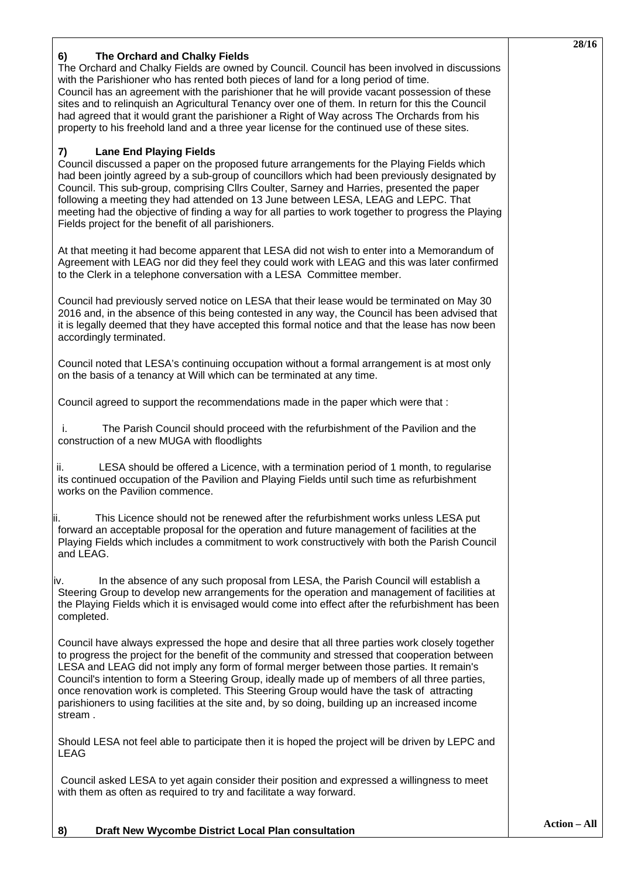28/16

### 6) The Orchard and Chalky Fields

The Orchard and Chalky Fields are owned by Council. Council has been involved in discussions with the Parishioner who has rented both pieces of land for a long period of time.
Council has an agreement with the parishioner that he will provide vacant possession of these sites and to relinquish an Agricultural Tenancy over one of them. In return for this the Council had agreed that it would grant the parishioner a Right of Way across The Orchards from his property to his freehold land and a three year license for the continued use of these sites.

### 7) Lane End Playing Fields

Council discussed a paper on the proposed future arrangements for the Playing Fields which had been jointly agreed by a sub-group of councillors which had been previously designated by Council. This sub-group, comprising Cllrs Coulter, Sarney and Harries, presented the paper following a meeting they had attended on 13 June between LESA, LEAG and LEPC. That meeting had the objective of finding a way for all parties to work together to progress the Playing Fields project for the benefit of all parishioners.

At that meeting it had become apparent that LESA did not wish to enter into a Memorandum of Agreement with LEAG nor did they feel they could work with LEAG and this was later confirmed to the Clerk in a telephone conversation with a LESA Committee member.

Council had previously served notice on LESA that their lease would be terminated on May 30 2016 and, in the absence of this being contested in any way, the Council has been advised that it is legally deemed that they have accepted this formal notice and that the lease has now been accordingly terminated.

Council noted that LESA's continuing occupation without a formal arrangement is at most only on the basis of a tenancy at Will which can be terminated at any time.

Council agreed to support the recommendations made in the paper which were that :

i. The Parish Council should proceed with the refurbishment of the Pavilion and the construction of a new MUGA with floodlights

ii. LESA should be offered a Licence, with a termination period of 1 month, to regularise its continued occupation of the Pavilion and Playing Fields until such time as refurbishment works on the Pavilion commence.

iii. This Licence should not be renewed after the refurbishment works unless LESA put forward an acceptable proposal for the operation and future management of facilities at the Playing Fields which includes a commitment to work constructively with both the Parish Council and LEAG.

iv. In the absence of any such proposal from LESA, the Parish Council will establish a Steering Group to develop new arrangements for the operation and management of facilities at the Playing Fields which it is envisaged would come into effect after the refurbishment has been completed.

Council have always expressed the hope and desire that all three parties work closely together to progress the project for the benefit of the community and stressed that cooperation between LESA and LEAG did not imply any form of formal merger between those parties. It remain's Council's intention to form a Steering Group, ideally made up of members of all three parties, once renovation work is completed. This Steering Group would have the task of attracting parishioners to using facilities at the site and, by so doing, building up an increased income stream .

Should LESA not feel able to participate then it is hoped the project will be driven by LEPC and LEAG

Council asked LESA to yet again consider their position and expressed a willingness to meet with them as often as required to try and facilitate a way forward.

**Action – All**

### 8) Draft New Wycombe District Local Plan consultation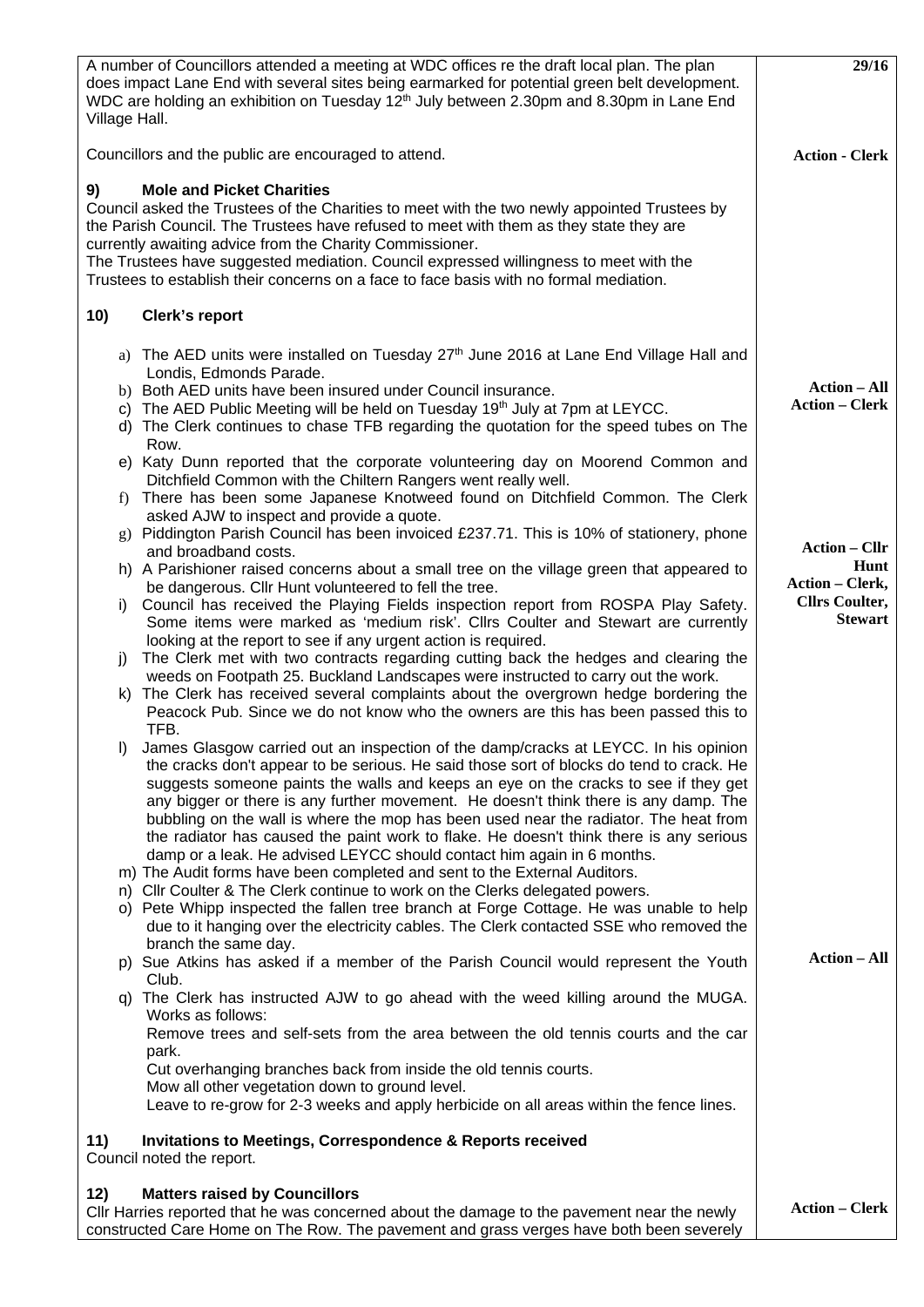| | |
|---|---|
| A number of Councillors attended a meeting at WDC offices re the draft local plan. The plan does impact Lane End with several sites being earmarked for potential green belt development. WDC are holding an exhibition on Tuesday 12th July between 2.30pm and 8.30pm in Lane End Village Hall.<br><br>Councillors and the public are encouraged to attend. | **29/16**<br><br><br><br>**Action - Clerk** |
| **9) Mole and Picket Charities**<br>Council asked the Trustees of the Charities to meet with the two newly appointed Trustees by the Parish Council. The Trustees have refused to meet with them as they state they are currently awaiting advice from the Charity Commissioner.<br>The Trustees have suggested mediation. Council expressed willingness to meet with the Trustees to establish their concerns on a face to face basis with no formal mediation. | |
| **10) Clerk's report**<br><br>a) The AED units were installed on Tuesday 27th June 2016 at Lane End Village Hall and Londis, Edmonds Parade.<br>b) Both AED units have been insured under Council insurance.<br>c) The AED Public Meeting will be held on Tuesday 19th July at 7pm at LEYCC.<br>d) The Clerk continues to chase TFB regarding the quotation for the speed tubes on The Row.<br>e) Katy Dunn reported that the corporate volunteering day on Moorend Common and Ditchfield Common with the Chiltern Rangers went really well.<br>f) There has been some Japanese Knotweed found on Ditchfield Common. The Clerk asked AJW to inspect and provide a quote.<br>g) Piddington Parish Council has been invoiced £237.71. This is 10% of stationery, phone and broadband costs.<br>h) A Parishioner raised concerns about a small tree on the village green that appeared to be dangerous. Cllr Hunt volunteered to fell the tree.<br>i) Council has received the Playing Fields inspection report from ROSPA Play Safety. Some items were marked as 'medium risk'. Cllrs Coulter and Stewart are currently looking at the report to see if any urgent action is required.<br>j) The Clerk met with two contracts regarding cutting back the hedges and clearing the weeds on Footpath 25. Buckland Landscapes were instructed to carry out the work.<br>k) The Clerk has received several complaints about the overgrown hedge bordering the Peacock Pub. Since we do not know who the owners are this has been passed this to TFB.<br>l) James Glasgow carried out an inspection of the damp/cracks at LEYCC. In his opinion the cracks don't appear to be serious. He said those sort of blocks do tend to crack. He suggests someone paints the walls and keeps an eye on the cracks to see if they get any bigger or there is any further movement. He doesn't think there is any damp. The bubbling on the wall is where the mop has been used near the radiator. The heat from the radiator has caused the paint work to flake. He doesn't think there is any serious damp or a leak. He advised LEYCC should contact him again in 6 months.<br>m) The Audit forms have been completed and sent to the External Auditors.<br>n) Cllr Coulter & The Clerk continue to work on the Clerks delegated powers.<br>o) Pete Whipp inspected the fallen tree branch at Forge Cottage. He was unable to help due to it hanging over the electricity cables. The Clerk contacted SSE who removed the branch the same day.<br>p) Sue Atkins has asked if a member of the Parish Council would represent the Youth Club.<br>q) The Clerk has instructed AJW to go ahead with the weed killing around the MUGA. Works as follows:<br>Remove trees and self-sets from the area between the old tennis courts and the car park.<br>Cut overhanging branches back from inside the old tennis courts.<br>Mow all other vegetation down to ground level.<br>Leave to re-grow for 2-3 weeks and apply herbicide on all areas within the fence lines. | <br><br>**Action – All**<br>**Action – Clerk**<br><br><br><br><br>**Action – Cllr Hunt**<br>**Action – Clerk, Cllrs Coulter, Stewart**<br><br><br><br><br><br><br><br><br><br>**Action – All** |
| **11) Invitations to Meetings, Correspondence & Reports received**<br>Council noted the report. | |
| **12) Matters raised by Councillors**<br>Cllr Harries reported that he was concerned about the damage to the pavement near the newly constructed Care Home on The Row. The pavement and grass verges have both been severely | **Action – Clerk** |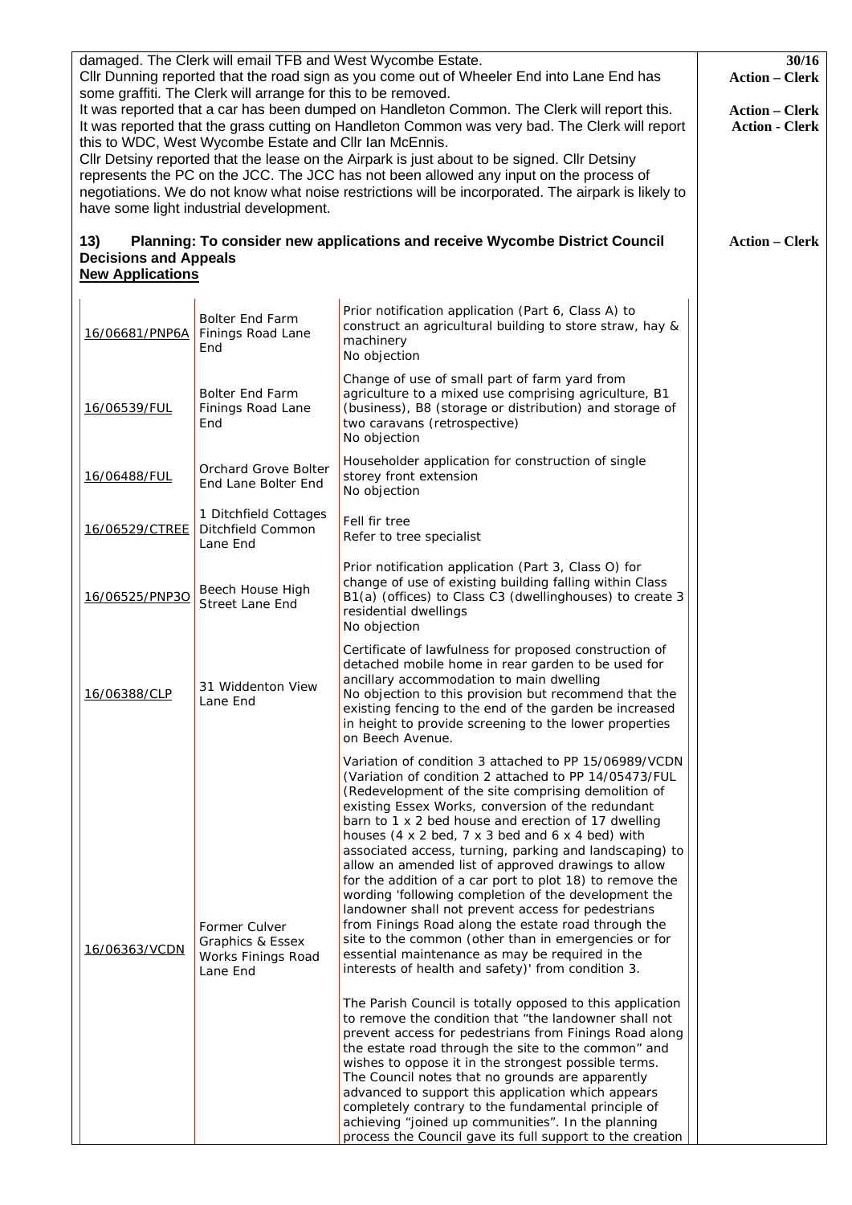| | |
|---|---|
| damaged. The Clerk will email TFB and West Wycombe Estate. | **30/16** |
| Cllr Dunning reported that the road sign as you come out of Wheeler End into Lane End has some graffiti. The Clerk will arrange for this to be removed. | **Action – Clerk** |
| It was reported that a car has been dumped on Handleton Common. The Clerk will report this. | **Action – Clerk** |
| It was reported that the grass cutting on Handleton Common was very bad. The Clerk will report this to WDC, West Wycombe Estate and Cllr Ian McEnnis. | **Action - Clerk** |
| Cllr Detsiny reported that the lease on the Airpark is just about to be signed. Cllr Detsiny represents the PC on the JCC. The JCC has not been allowed any input on the process of negotiations. We do not know what noise restrictions will be incorporated. The airpark is likely to have some light industrial development. | |
| **13) Planning: To consider new applications and receive Wycombe District Council Decisions and Appeals** | **Action – Clerk** |

**New Applications**

| | | |
|---|---|---|
| 16/06681/PNP6A | Bolter End Farm Finings Road Lane End | Prior notification application (Part 6, Class A) to construct an agricultural building to store straw, hay & machinery<br>No objection |
| 16/06539/FUL | Bolter End Farm Finings Road Lane End | Change of use of small part of farm yard from agriculture to a mixed use comprising agriculture, B1 (business), B8 (storage or distribution) and storage of two caravans (retrospective)<br>No objection |
| 16/06488/FUL | Orchard Grove Bolter End Lane Bolter End | Householder application for construction of single storey front extension<br>No objection |
| 16/06529/CTREE | 1 Ditchfield Cottages Ditchfield Common Lane End | Fell fir tree<br>Refer to tree specialist |
| 16/06525/PNP3O | Beech House High Street Lane End | Prior notification application (Part 3, Class O) for change of use of existing building falling within Class B1(a) (offices) to Class C3 (dwellinghouses) to create 3 residential dwellings<br>No objection |
| 16/06388/CLP | 31 Widdenton View Lane End | Certificate of lawfulness for proposed construction of detached mobile home in rear garden to be used for ancillary accommodation to main dwelling<br>No objection to this provision but recommend that the existing fencing to the end of the garden be increased in height to provide screening to the lower properties on Beech Avenue. |
| 16/06363/VCDN | Former Culver Graphics & Essex Works Finings Road Lane End | Variation of condition 3 attached to PP 15/06989/VCDN (Variation of condition 2 attached to PP 14/05473/FUL (Redevelopment of the site comprising demolition of existing Essex Works, conversion of the redundant barn to 1 x 2 bed house and erection of 17 dwelling houses (4 x 2 bed, 7 x 3 bed and 6 x 4 bed) with associated access, turning, parking and landscaping) to allow an amended list of approved drawings to allow for the addition of a car port to plot 18) to remove the wording 'following completion of the development the landowner shall not prevent access for pedestrians from Finings Road along the estate road through the site to the common (other than in emergencies or for essential maintenance as may be required in the interests of health and safety)' from condition 3.<br><br>The Parish Council is totally opposed to this application to remove the condition that "the landowner shall not prevent access for pedestrians from Finings Road along the estate road through the site to the common" and wishes to oppose it in the strongest possible terms. The Council notes that no grounds are apparently advanced to support this application which appears completely contrary to the fundamental principle of achieving "joined up communities". In the planning process the Council gave its full support to the creation |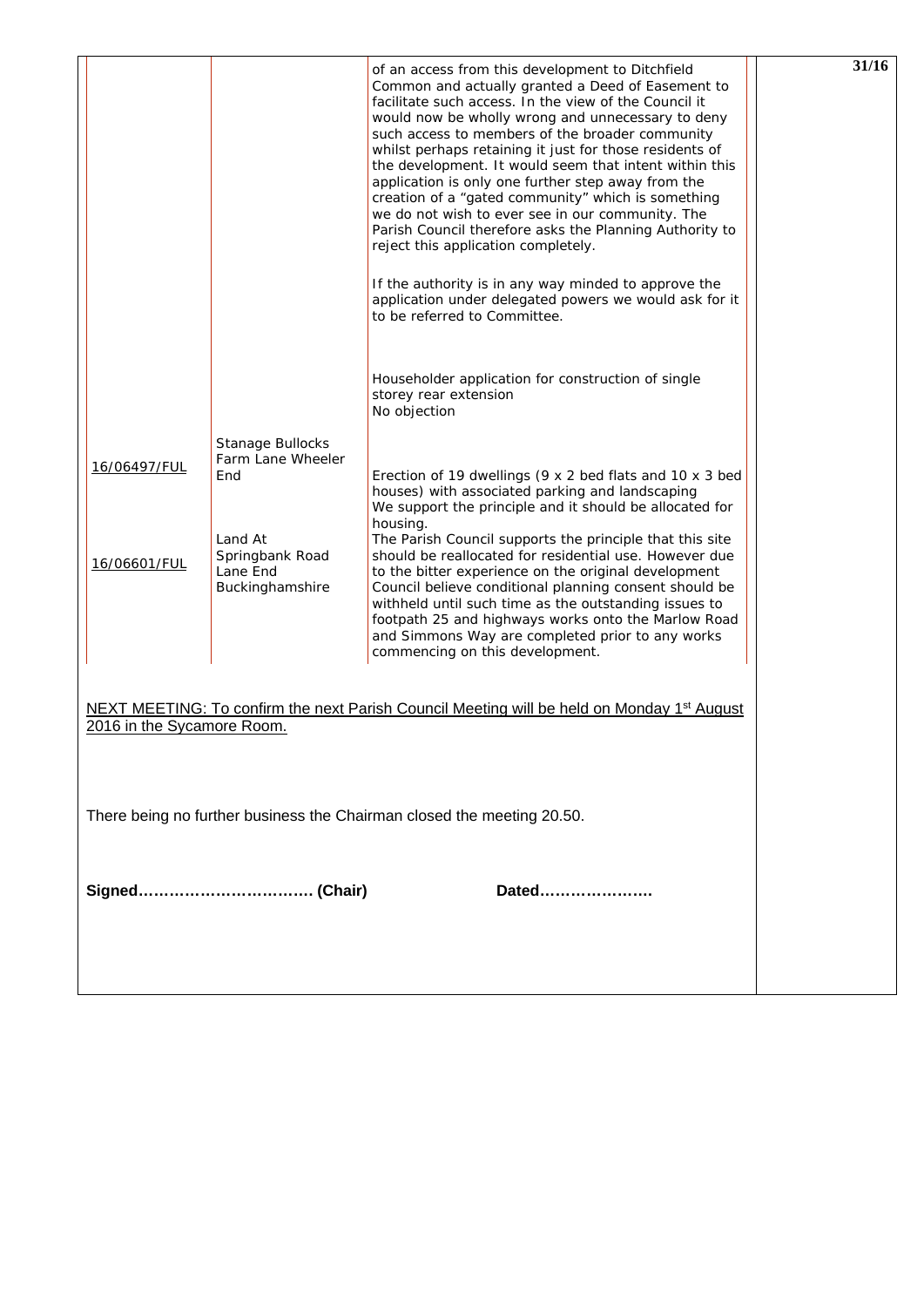| | | |
|---|---|---|
| | | of an access from this development to Ditchfield Common and actually granted a Deed of Easement to facilitate such access. In the view of the Council it would now be wholly wrong and unnecessary to deny such access to members of the broader community whilst perhaps retaining it just for those residents of the development. It would seem that intent within this application is only one further step away from the creation of a "gated community" which is something we do not wish to ever see in our community. The Parish Council therefore asks the Planning Authority to reject this application completely.<br><br>If the authority is in any way minded to approve the application under delegated powers we would ask for it to be referred to Committee. |
| 16/06497/FUL | Stanage Bullocks Farm Lane Wheeler End | Householder application for construction of single storey rear extension<br>No objection |
| 16/06601/FUL | Land At Springbank Road Lane End Buckinghamshire | Erection of 19 dwellings (9 x 2 bed flats and 10 x 3 bed houses) with associated parking and landscaping<br>We support the principle and it should be allocated for housing.<br>The Parish Council supports the principle that this site should be reallocated for residential use. However due to the bitter experience on the original development Council believe conditional planning consent should be withheld until such time as the outstanding issues to footpath 25 and highways works onto the Marlow Road and Simmons Way are completed prior to any works commencing on this development. |

NEXT MEETING: To confirm the next Parish Council Meeting will be held on Monday 1st August 2016 in the Sycamore Room.

There being no further business the Chairman closed the meeting 20.50.

**Signed…………………………… (Chair)** **Dated…………………**